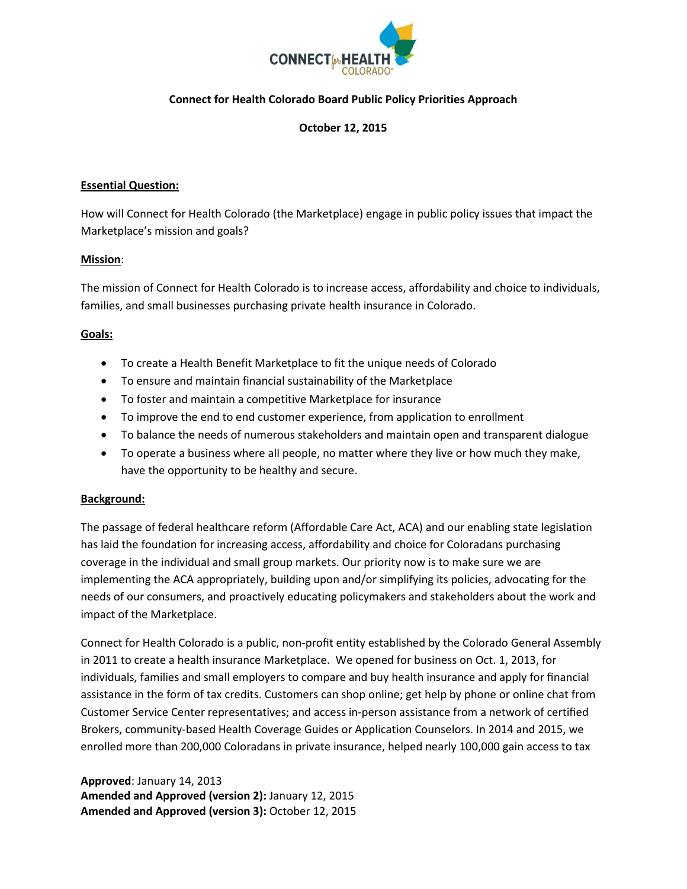**Connect for Health Colorado Board Public Policy Priorities Approach**

**October 12, 2015**

**Essential Question:**

How will Connect for Health Colorado (the Marketplace) engage in public policy issues that impact the Marketplace's mission and goals?

**Mission**:

The mission of Connect for Health Colorado is to increase access, affordability and choice to individuals, families, and small businesses purchasing private health insurance in Colorado.

**Goals:**

- To create a Health Benefit Marketplace to fit the unique needs of Colorado
- To ensure and maintain financial sustainability of the Marketplace
- To foster and maintain a competitive Marketplace for insurance
- To improve the end to end customer experience, from application to enrollment
- To balance the needs of numerous stakeholders and maintain open and transparent dialogue
- To operate a business where all people, no matter where they live or how much they make, have the opportunity to be healthy and secure.

**Background:**

The passage of federal healthcare reform (Affordable Care Act, ACA) and our enabling state legislation has laid the foundation for increasing access, affordability and choice for Coloradans purchasing coverage in the individual and small group markets. Our priority now is to make sure we are implementing the ACA appropriately, building upon and/or simplifying its policies, advocating for the needs of our consumers, and proactively educating policymakers and stakeholders about the work and impact of the Marketplace.

Connect for Health Colorado is a public, non-profit entity established by the Colorado General Assembly in 2011 to create a health insurance Marketplace. We opened for business on Oct. 1, 2013, for individuals, families and small employers to compare and buy health insurance and apply for financial assistance in the form of tax credits. Customers can shop online; get help by phone or online chat from Customer Service Center representatives; and access in-person assistance from a network of certified Brokers, community-based Health Coverage Guides or Application Counselors. In 2014 and 2015, we enrolled more than 200,000 Coloradans in private insurance, helped nearly 100,000 gain access to tax

**Approved**: January 14, 2013
**Amended and Approved (version 2):** January 12, 2015
**Amended and Approved (version 3):** October 12, 2015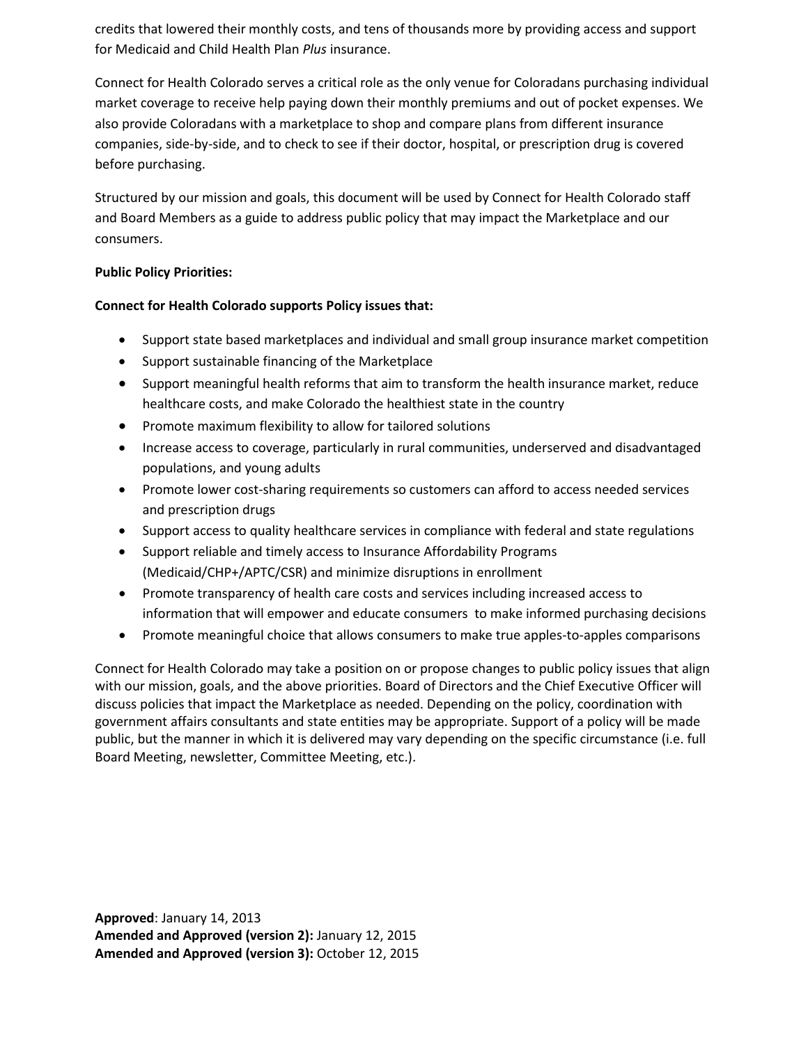credits that lowered their monthly costs, and tens of thousands more by providing access and support for Medicaid and Child Health Plan *Plus* insurance.

Connect for Health Colorado serves a critical role as the only venue for Coloradans purchasing individual market coverage to receive help paying down their monthly premiums and out of pocket expenses. We also provide Coloradans with a marketplace to shop and compare plans from different insurance companies, side-by-side, and to check to see if their doctor, hospital, or prescription drug is covered before purchasing.

Structured by our mission and goals, this document will be used by Connect for Health Colorado staff and Board Members as a guide to address public policy that may impact the Marketplace and our consumers.

**Public Policy Priorities:**

**Connect for Health Colorado supports Policy issues that:**

- Support state based marketplaces and individual and small group insurance market competition
- Support sustainable financing of the Marketplace
- Support meaningful health reforms that aim to transform the health insurance market, reduce healthcare costs, and make Colorado the healthiest state in the country
- Promote maximum flexibility to allow for tailored solutions
- Increase access to coverage, particularly in rural communities, underserved and disadvantaged populations, and young adults
- Promote lower cost-sharing requirements so customers can afford to access needed services and prescription drugs
- Support access to quality healthcare services in compliance with federal and state regulations
- Support reliable and timely access to Insurance Affordability Programs (Medicaid/CHP+/APTC/CSR) and minimize disruptions in enrollment
- Promote transparency of health care costs and services including increased access to information that will empower and educate consumers to make informed purchasing decisions
- Promote meaningful choice that allows consumers to make true apples-to-apples comparisons

Connect for Health Colorado may take a position on or propose changes to public policy issues that align with our mission, goals, and the above priorities. Board of Directors and the Chief Executive Officer will discuss policies that impact the Marketplace as needed. Depending on the policy, coordination with government affairs consultants and state entities may be appropriate. Support of a policy will be made public, but the manner in which it is delivered may vary depending on the specific circumstance (i.e. full Board Meeting, newsletter, Committee Meeting, etc.).

**Approved**: January 14, 2013
**Amended and Approved (version 2):** January 12, 2015
**Amended and Approved (version 3):** October 12, 2015